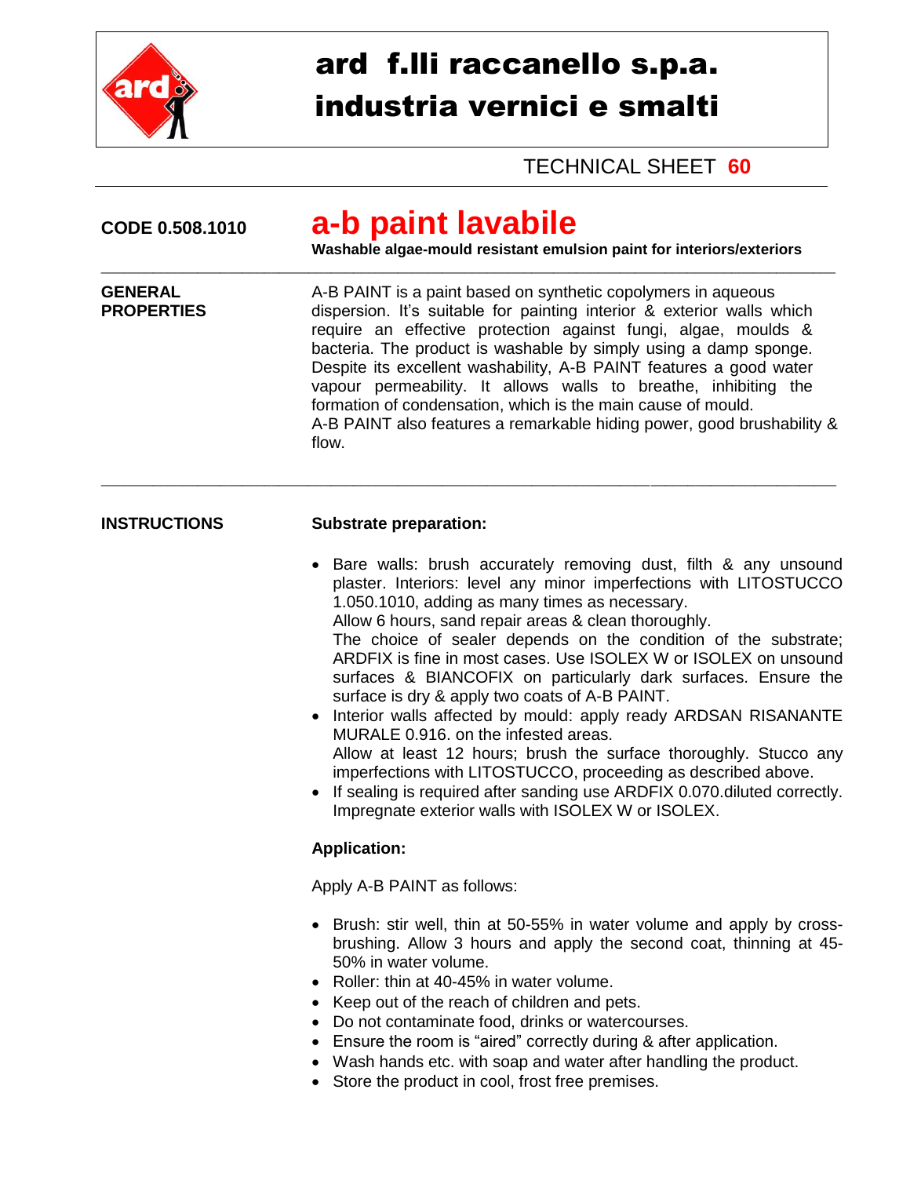# ard f.lli raccanello s.p.a.
# industria vernici e smalti

TECHNICAL SHEET **60**

**CODE 0.508.1010**

## a-b paint lavabile

**Washable algae-mould resistant emulsion paint for interiors/exteriors**

---

**GENERAL PROPERTIES**

A-B PAINT is a paint based on synthetic copolymers in aqueous dispersion. It's suitable for painting interior & exterior walls which require an effective protection against fungi, algae, moulds & bacteria. The product is washable by simply using a damp sponge. Despite its excellent washability, A-B PAINT features a good water vapour permeability. It allows walls to breathe, inhibiting the formation of condensation, which is the main cause of mould.
A-B PAINT also features a remarkable hiding power, good brushability & flow.

---

**INSTRUCTIONS**

**Substrate preparation:**

- Bare walls: brush accurately removing dust, filth & any unsound plaster. Interiors: level any minor imperfections with LITOSTUCCO 1.050.1010, adding as many times as necessary.
  Allow 6 hours, sand repair areas & clean thoroughly.
  The choice of sealer depends on the condition of the substrate; ARDFIX is fine in most cases. Use ISOLEX W or ISOLEX on unsound surfaces & BIANCOFIX on particularly dark surfaces. Ensure the surface is dry & apply two coats of A-B PAINT.
- Interior walls affected by mould: apply ready ARDSAN RISANANTE MURALE 0.916. on the infested areas.
  Allow at least 12 hours; brush the surface thoroughly. Stucco any imperfections with LITOSTUCCO, proceeding as described above.
- If sealing is required after sanding use ARDFIX 0.070.diluted correctly. Impregnate exterior walls with ISOLEX W or ISOLEX.

**Application:**

Apply A-B PAINT as follows:

- Brush: stir well, thin at 50-55% in water volume and apply by cross-brushing. Allow 3 hours and apply the second coat, thinning at 45-50% in water volume.
- Roller: thin at 40-45% in water volume.
- Keep out of the reach of children and pets.
- Do not contaminate food, drinks or watercourses.
- Ensure the room is "aired" correctly during & after application.
- Wash hands etc. with soap and water after handling the product.
- Store the product in cool, frost free premises.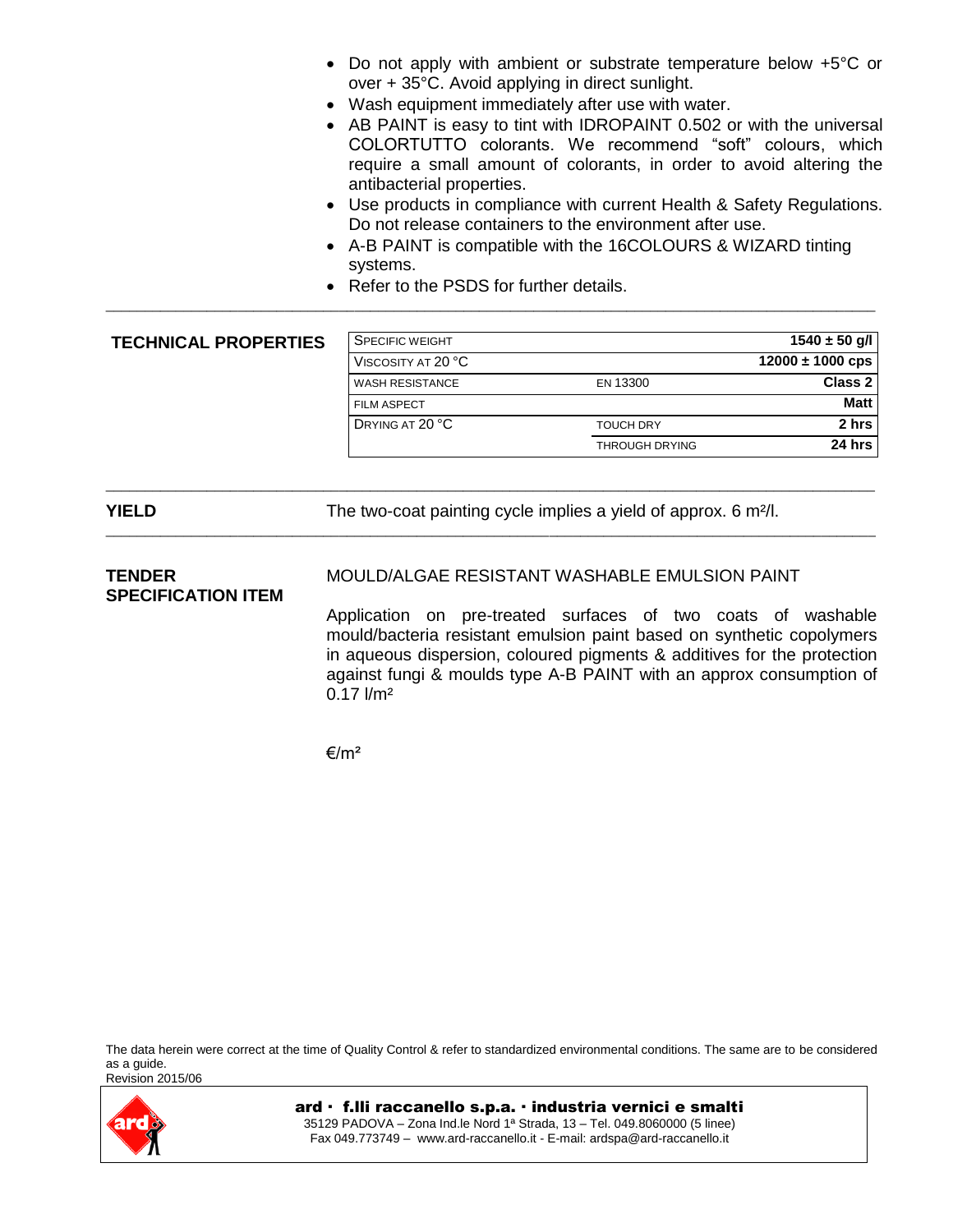- Do not apply with ambient or substrate temperature below +5°C or over + 35°C. Avoid applying in direct sunlight.
- Wash equipment immediately after use with water.
- AB PAINT is easy to tint with IDROPAINT 0.502 or with the universal COLORTUTTO colorants. We recommend "soft" colours, which require a small amount of colorants, in order to avoid altering the antibacterial properties.
- Use products in compliance with current Health & Safety Regulations. Do not release containers to the environment after use.
- A-B PAINT is compatible with the 16COLOURS & WIZARD tinting systems.
- Refer to the PSDS for further details.

**TECHNICAL PROPERTIES**

| | | |
|---|---|---|
| SPECIFIC WEIGHT | | **1540 ± 50 g/l** |
| VISCOSITY AT 20 °C | | **12000 ± 1000 cps** |
| WASH RESISTANCE | EN 13300 | **Class 2** |
| FILM ASPECT | | **Matt** |
| DRYING AT 20 °C | TOUCH DRY | **2 hrs** |
| | THROUGH DRYING | **24 hrs** |

**YIELD**

The two-coat painting cycle implies a yield of approx. 6 m²/l.

**TENDER SPECIFICATION ITEM**

MOULD/ALGAE RESISTANT WASHABLE EMULSION PAINT

Application on pre-treated surfaces of two coats of washable mould/bacteria resistant emulsion paint based on synthetic copolymers in aqueous dispersion, coloured pigments & additives for the protection against fungi & moulds type A-B PAINT with an approx consumption of 0.17 l/m²

€/m²

The data herein were correct at the time of Quality Control & refer to standardized environmental conditions. The same are to be considered as a guide.
Revision 2015/06

**ard · f.lli raccanello s.p.a. · industria vernici e smalti**
35129 PADOVA – Zona Ind.le Nord 1ª Strada, 13 – Tel. 049.8060000 (5 linee)
Fax 049.773749 – www.ard-raccanello.it - E-mail: ardspa@ard-raccanello.it